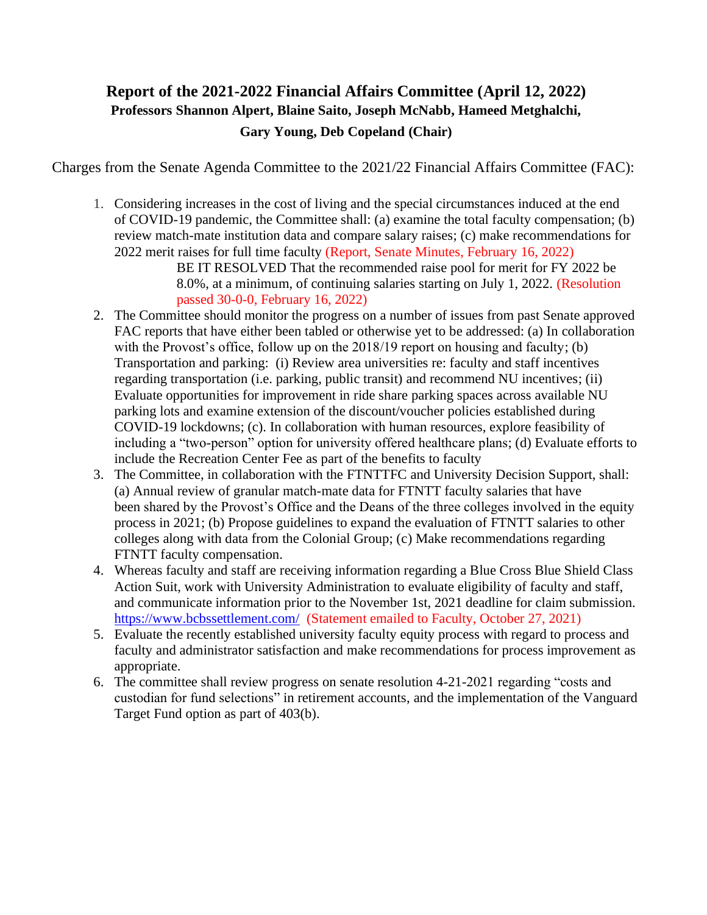# Report of the 2021-2022 Financial Affairs Committee (April 12, 2022)

**Professors Shannon Alpert, Blaine Saito, Joseph McNabb, Hameed Metghalchi, Gary Young, Deb Copeland (Chair)**

Charges from the Senate Agenda Committee to the 2021/22 Financial Affairs Committee (FAC):

1. Considering increases in the cost of living and the special circumstances induced at the end of COVID-19 pandemic, the Committee shall: (a) examine the total faculty compensation; (b) review match-mate institution data and compare salary raises; (c) make recommendations for 2022 merit raises for full time faculty (Report, Senate Minutes, February 16, 2022)

   BE IT RESOLVED That the recommended raise pool for merit for FY 2022 be 8.0%, at a minimum, of continuing salaries starting on July 1, 2022. (Resolution passed 30-0-0, February 16, 2022)

2. The Committee should monitor the progress on a number of issues from past Senate approved FAC reports that have either been tabled or otherwise yet to be addressed: (a) In collaboration with the Provost's office, follow up on the 2018/19 report on housing and faculty; (b) Transportation and parking: (i) Review area universities re: faculty and staff incentives regarding transportation (i.e. parking, public transit) and recommend NU incentives; (ii) Evaluate opportunities for improvement in ride share parking spaces across available NU parking lots and examine extension of the discount/voucher policies established during COVID-19 lockdowns; (c). In collaboration with human resources, explore feasibility of including a "two-person" option for university offered healthcare plans; (d) Evaluate efforts to include the Recreation Center Fee as part of the benefits to faculty
3. The Committee, in collaboration with the FTNTTFC and University Decision Support, shall: (a) Annual review of granular match-mate data for FTNTT faculty salaries that have been shared by the Provost's Office and the Deans of the three colleges involved in the equity process in 2021; (b) Propose guidelines to expand the evaluation of FTNTT salaries to other colleges along with data from the Colonial Group; (c) Make recommendations regarding FTNTT faculty compensation.
4. Whereas faculty and staff are receiving information regarding a Blue Cross Blue Shield Class Action Suit, work with University Administration to evaluate eligibility of faculty and staff, and communicate information prior to the November 1st, 2021 deadline for claim submission. https://www.bcbssettlement.com/ (Statement emailed to Faculty, October 27, 2021)
5. Evaluate the recently established university faculty equity process with regard to process and faculty and administrator satisfaction and make recommendations for process improvement as appropriate.
6. The committee shall review progress on senate resolution 4-21-2021 regarding "costs and custodian for fund selections" in retirement accounts, and the implementation of the Vanguard Target Fund option as part of 403(b).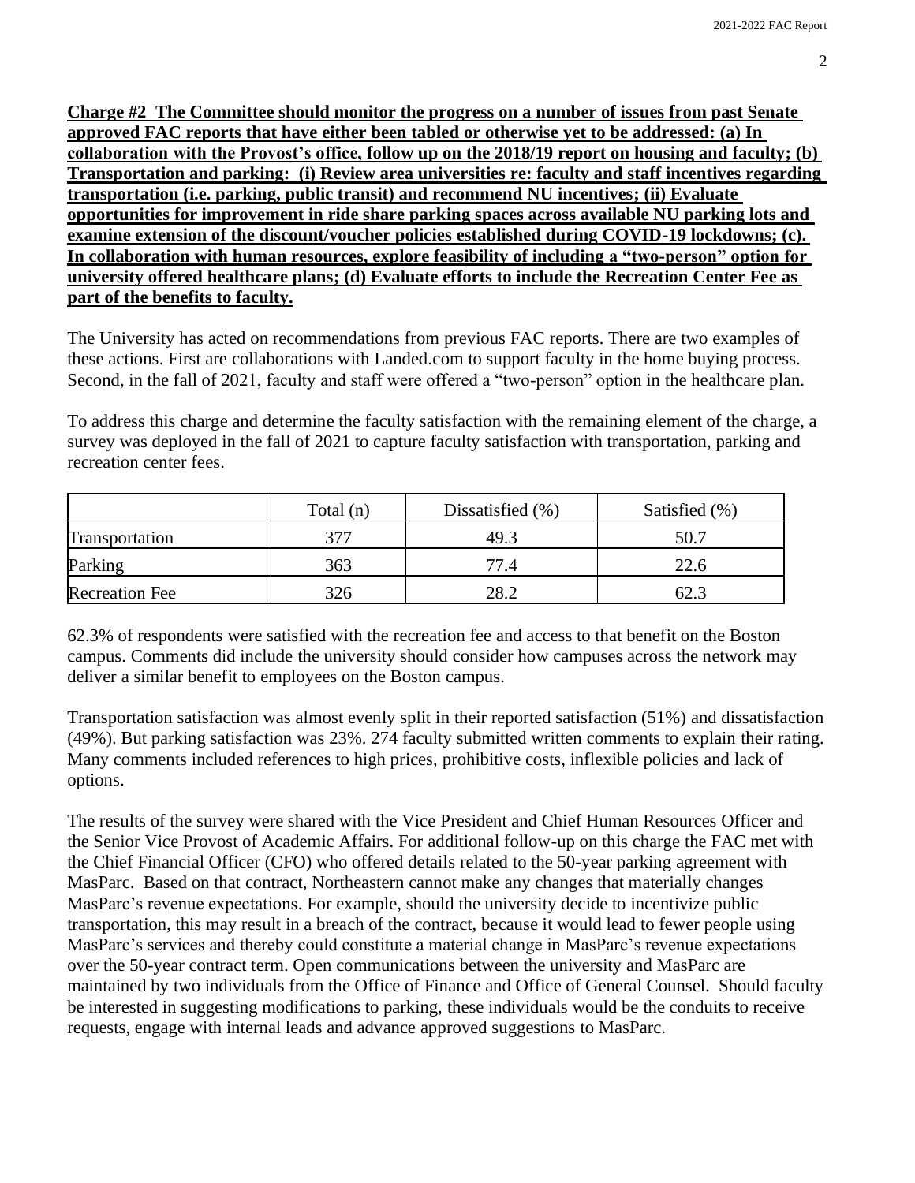**Charge #2 The Committee should monitor the progress on a number of issues from past Senate approved FAC reports that have either been tabled or otherwise yet to be addressed: (a) In collaboration with the Provost's office, follow up on the 2018/19 report on housing and faculty; (b) Transportation and parking: (i) Review area universities re: faculty and staff incentives regarding transportation (i.e. parking, public transit) and recommend NU incentives; (ii) Evaluate opportunities for improvement in ride share parking spaces across available NU parking lots and examine extension of the discount/voucher policies established during COVID-19 lockdowns; (c). In collaboration with human resources, explore feasibility of including a "two-person" option for university offered healthcare plans; (d) Evaluate efforts to include the Recreation Center Fee as part of the benefits to faculty.**

The University has acted on recommendations from previous FAC reports. There are two examples of these actions. First are collaborations with Landed.com to support faculty in the home buying process. Second, in the fall of 2021, faculty and staff were offered a "two-person" option in the healthcare plan.

To address this charge and determine the faculty satisfaction with the remaining element of the charge, a survey was deployed in the fall of 2021 to capture faculty satisfaction with transportation, parking and recreation center fees.

| | Total (n) | Dissatisfied (%) | Satisfied (%) |
|---|---|---|---|
| Transportation | 377 | 49.3 | 50.7 |
| Parking | 363 | 77.4 | 22.6 |
| Recreation Fee | 326 | 28.2 | 62.3 |

62.3% of respondents were satisfied with the recreation fee and access to that benefit on the Boston campus. Comments did include the university should consider how campuses across the network may deliver a similar benefit to employees on the Boston campus.

Transportation satisfaction was almost evenly split in their reported satisfaction (51%) and dissatisfaction (49%). But parking satisfaction was 23%. 274 faculty submitted written comments to explain their rating. Many comments included references to high prices, prohibitive costs, inflexible policies and lack of options.

The results of the survey were shared with the Vice President and Chief Human Resources Officer and the Senior Vice Provost of Academic Affairs. For additional follow-up on this charge the FAC met with the Chief Financial Officer (CFO) who offered details related to the 50-year parking agreement with MasParc. Based on that contract, Northeastern cannot make any changes that materially changes MasParc's revenue expectations. For example, should the university decide to incentivize public transportation, this may result in a breach of the contract, because it would lead to fewer people using MasParc's services and thereby could constitute a material change in MasParc's revenue expectations over the 50-year contract term. Open communications between the university and MasParc are maintained by two individuals from the Office of Finance and Office of General Counsel. Should faculty be interested in suggesting modifications to parking, these individuals would be the conduits to receive requests, engage with internal leads and advance approved suggestions to MasParc.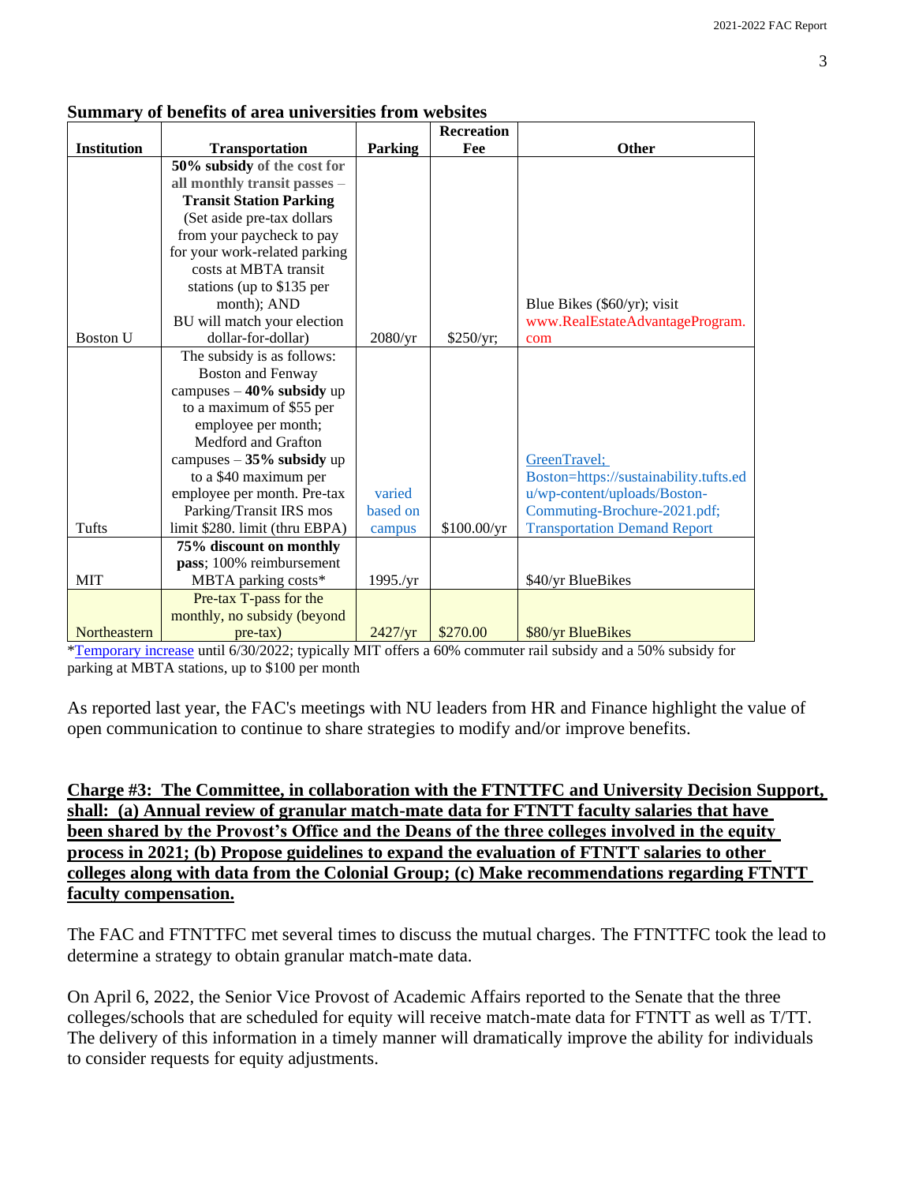**Summary of benefits of area universities from websites**

| Institution | Transportation | Parking | Recreation Fee | Other |
|---|---|---|---|---|
| Boston U | **50% subsidy of the cost for all monthly transit passes** – **Transit Station Parking** (Set aside pre-tax dollars from your paycheck to pay for your work-related parking costs at MBTA transit stations (up to $135 per month); AND BU will match your election dollar-for-dollar) | 2080/yr | $250/yr; | Blue Bikes ($60/yr); visit www.RealEstateAdvantageProgram.com |
| Tufts | The subsidy is as follows: Boston and Fenway campuses – **40% subsidy** up to a maximum of $55 per employee per month; Medford and Grafton campuses – **35% subsidy** up to a $40 maximum per employee per month. Pre-tax Parking/Transit IRS mos limit $280. limit (thru EBPA) | varied based on campus | $100.00/yr | GreenTravel; Boston=https://sustainability.tufts.edu/wp-content/uploads/Boston-Commuting-Brochure-2021.pdf; Transportation Demand Report |
| MIT | **75% discount on monthly pass**; 100% reimbursement MBTA parking costs* | 1995./yr | | $40/yr BlueBikes |
| Northeastern | Pre-tax T-pass for the monthly, no subsidy (beyond pre-tax) | 2427/yr | $270.00 | $80/yr BlueBikes |

*Temporary increase until 6/30/2022; typically MIT offers a 60% commuter rail subsidy and a 50% subsidy for parking at MBTA stations, up to $100 per month

As reported last year, the FAC's meetings with NU leaders from HR and Finance highlight the value of open communication to continue to share strategies to modify and/or improve benefits.

**Charge #3: The Committee, in collaboration with the FTNTTFC and University Decision Support, shall: (a) Annual review of granular match-mate data for FTNTT faculty salaries that have been shared by the Provost's Office and the Deans of the three colleges involved in the equity process in 2021; (b) Propose guidelines to expand the evaluation of FTNTT salaries to other colleges along with data from the Colonial Group; (c) Make recommendations regarding FTNTT faculty compensation.**

The FAC and FTNTTFC met several times to discuss the mutual charges. The FTNTTFC took the lead to determine a strategy to obtain granular match-mate data.

On April 6, 2022, the Senior Vice Provost of Academic Affairs reported to the Senate that the three colleges/schools that are scheduled for equity will receive match-mate data for FTNTT as well as T/TT. The delivery of this information in a timely manner will dramatically improve the ability for individuals to consider requests for equity adjustments.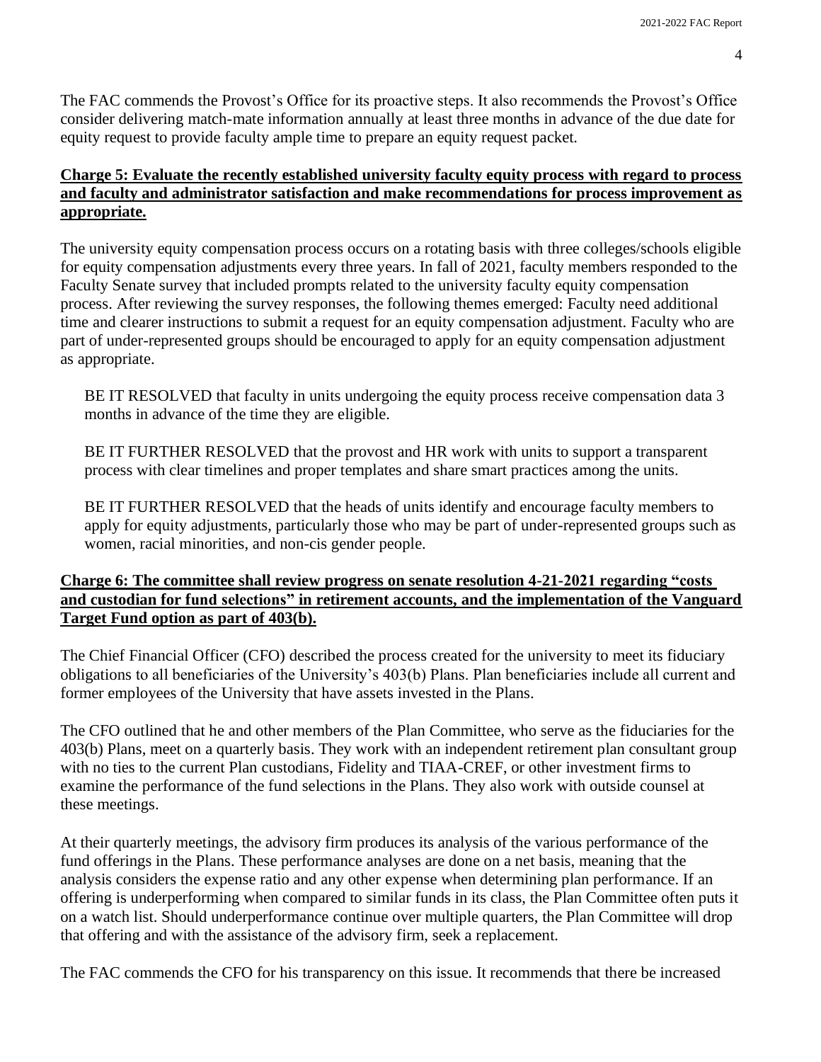The FAC commends the Provost's Office for its proactive steps. It also recommends the Provost's Office consider delivering match-mate information annually at least three months in advance of the due date for equity request to provide faculty ample time to prepare an equity request packet.

**Charge 5: Evaluate the recently established university faculty equity process with regard to process and faculty and administrator satisfaction and make recommendations for process improvement as appropriate.**

The university equity compensation process occurs on a rotating basis with three colleges/schools eligible for equity compensation adjustments every three years. In fall of 2021, faculty members responded to the Faculty Senate survey that included prompts related to the university faculty equity compensation process. After reviewing the survey responses, the following themes emerged: Faculty need additional time and clearer instructions to submit a request for an equity compensation adjustment. Faculty who are part of under-represented groups should be encouraged to apply for an equity compensation adjustment as appropriate.

> BE IT RESOLVED that faculty in units undergoing the equity process receive compensation data 3 months in advance of the time they are eligible.
>
> BE IT FURTHER RESOLVED that the provost and HR work with units to support a transparent process with clear timelines and proper templates and share smart practices among the units.
>
> BE IT FURTHER RESOLVED that the heads of units identify and encourage faculty members to apply for equity adjustments, particularly those who may be part of under-represented groups such as women, racial minorities, and non-cis gender people.

**Charge 6: The committee shall review progress on senate resolution 4-21-2021 regarding "costs and custodian for fund selections" in retirement accounts, and the implementation of the Vanguard Target Fund option as part of 403(b).**

The Chief Financial Officer (CFO) described the process created for the university to meet its fiduciary obligations to all beneficiaries of the University's 403(b) Plans. Plan beneficiaries include all current and former employees of the University that have assets invested in the Plans.

The CFO outlined that he and other members of the Plan Committee, who serve as the fiduciaries for the 403(b) Plans, meet on a quarterly basis. They work with an independent retirement plan consultant group with no ties to the current Plan custodians, Fidelity and TIAA-CREF, or other investment firms to examine the performance of the fund selections in the Plans. They also work with outside counsel at these meetings.

At their quarterly meetings, the advisory firm produces its analysis of the various performance of the fund offerings in the Plans. These performance analyses are done on a net basis, meaning that the analysis considers the expense ratio and any other expense when determining plan performance. If an offering is underperforming when compared to similar funds in its class, the Plan Committee often puts it on a watch list. Should underperformance continue over multiple quarters, the Plan Committee will drop that offering and with the assistance of the advisory firm, seek a replacement.

The FAC commends the CFO for his transparency on this issue. It recommends that there be increased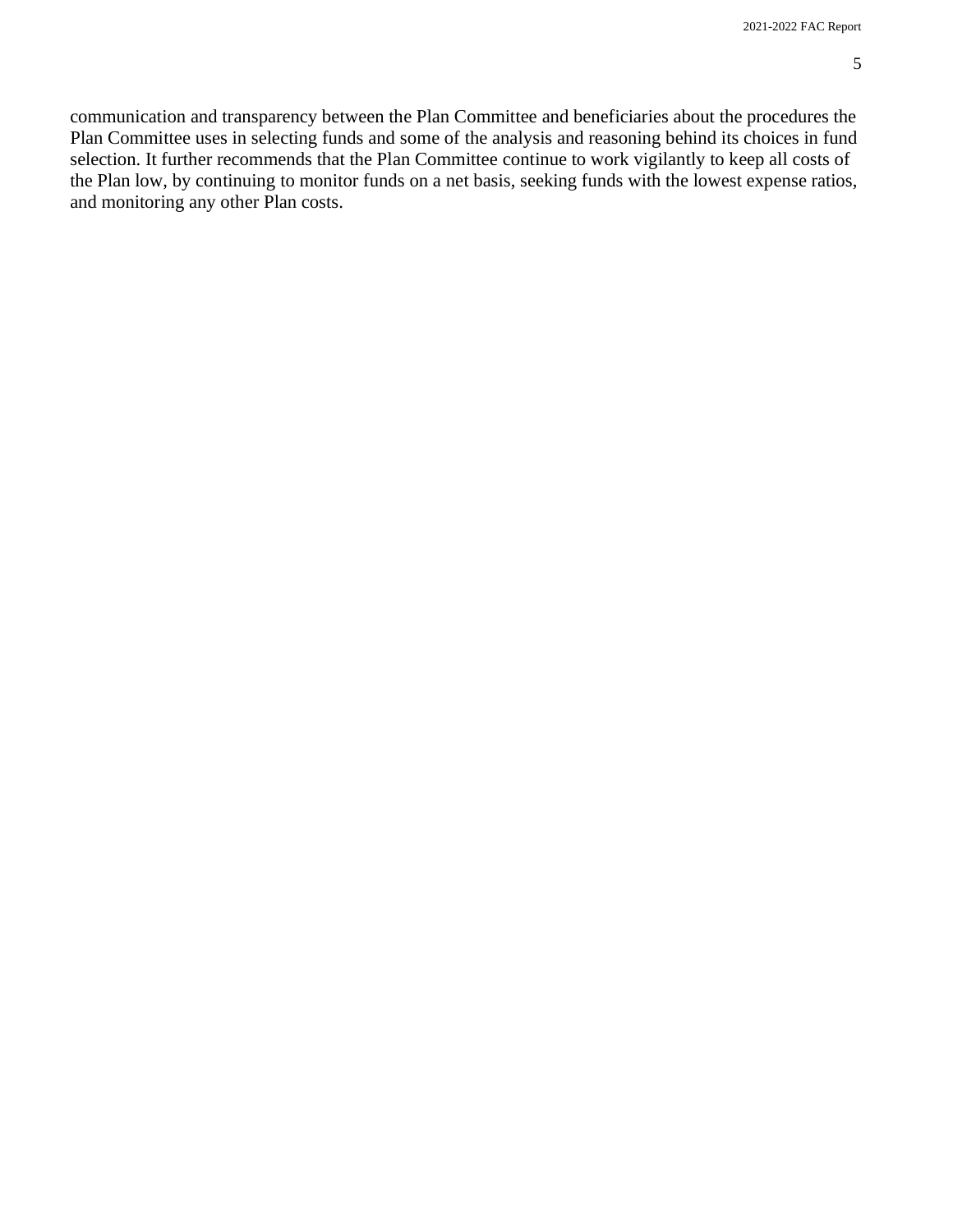communication and transparency between the Plan Committee and beneficiaries about the procedures the Plan Committee uses in selecting funds and some of the analysis and reasoning behind its choices in fund selection. It further recommends that the Plan Committee continue to work vigilantly to keep all costs of the Plan low, by continuing to monitor funds on a net basis, seeking funds with the lowest expense ratios, and monitoring any other Plan costs.